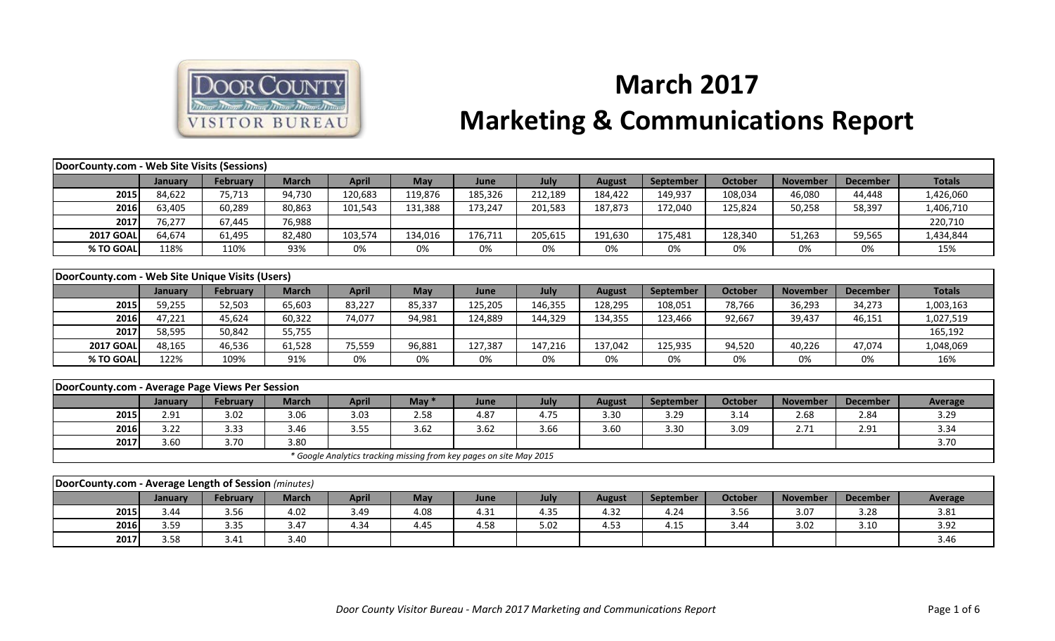# March 2017

# Marketing & Communications Report

| DoorCounty.com - Web Site Visits (Sessions) | | | | | | | | | | | | | |
|---|---|---|---|---|---|---|---|---|---|---|---|---|---|
| | **January** | **February** | **March** | **April** | **May** | **June** | **July** | **August** | **September** | **October** | **November** | **December** | **Totals** |
| **2015** | 84,622 | 75,713 | 94,730 | 120,683 | 119,876 | 185,326 | 212,189 | 184,422 | 149,937 | 108,034 | 46,080 | 44,448 | 1,426,060 |
| **2016** | 63,405 | 60,289 | 80,863 | 101,543 | 131,388 | 173,247 | 201,583 | 187,873 | 172,040 | 125,824 | 50,258 | 58,397 | 1,406,710 |
| **2017** | 76,277 | 67,445 | 76,988 | | | | | | | | | | 220,710 |
| **2017 GOAL** | 64,674 | 61,495 | 82,480 | 103,574 | 134,016 | 176,711 | 205,615 | 191,630 | 175,481 | 128,340 | 51,263 | 59,565 | 1,434,844 |
| **% TO GOAL** | 118% | 110% | 93% | 0% | 0% | 0% | 0% | 0% | 0% | 0% | 0% | 0% | 15% |

| DoorCounty.com - Web Site Unique Visits (Users) | | | | | | | | | | | | | |
|---|---|---|---|---|---|---|---|---|---|---|---|---|---|
| | **January** | **February** | **March** | **April** | **May** | **June** | **July** | **August** | **September** | **October** | **November** | **December** | **Totals** |
| **2015** | 59,255 | 52,503 | 65,603 | 83,227 | 85,337 | 125,205 | 146,355 | 128,295 | 108,051 | 78,766 | 36,293 | 34,273 | 1,003,163 |
| **2016** | 47,221 | 45,624 | 60,322 | 74,077 | 94,981 | 124,889 | 144,329 | 134,355 | 123,466 | 92,667 | 39,437 | 46,151 | 1,027,519 |
| **2017** | 58,595 | 50,842 | 55,755 | | | | | | | | | | 165,192 |
| **2017 GOAL** | 48,165 | 46,536 | 61,528 | 75,559 | 96,881 | 127,387 | 147,216 | 137,042 | 125,935 | 94,520 | 40,226 | 47,074 | 1,048,069 |
| **% TO GOAL** | 122% | 109% | 91% | 0% | 0% | 0% | 0% | 0% | 0% | 0% | 0% | 0% | 16% |

| DoorCounty.com - Average Page Views Per Session | | | | | | | | | | | | | |
|---|---|---|---|---|---|---|---|---|---|---|---|---|---|
| | **January** | **February** | **March** | **April** | **May *** | **June** | **July** | **August** | **September** | **October** | **November** | **December** | **Average** |
| **2015** | 2.91 | 3.02 | 3.06 | 3.03 | 2.58 | 4.87 | 4.75 | 3.30 | 3.29 | 3.14 | 2.68 | 2.84 | 3.29 |
| **2016** | 3.22 | 3.33 | 3.46 | 3.55 | 3.62 | 3.62 | 3.66 | 3.60 | 3.30 | 3.09 | 2.71 | 2.91 | 3.34 |
| **2017** | 3.60 | 3.70 | 3.80 | | | | | | | | | | 3.70 |

*\* Google Analytics tracking missing from key pages on site May 2015*

| DoorCounty.com - Average Length of Session *(minutes)* | | | | | | | | | | | | | |
|---|---|---|---|---|---|---|---|---|---|---|---|---|---|
| | **January** | **February** | **March** | **April** | **May** | **June** | **July** | **August** | **September** | **October** | **November** | **December** | **Average** |
| **2015** | 3.44 | 3.56 | 4.02 | 3.49 | 4.08 | 4.31 | 4.35 | 4.32 | 4.24 | 3.56 | 3.07 | 3.28 | 3.81 |
| **2016** | 3.59 | 3.35 | 3.47 | 4.34 | 4.45 | 4.58 | 5.02 | 4.53 | 4.15 | 3.44 | 3.02 | 3.10 | 3.92 |
| **2017** | 3.58 | 3.41 | 3.40 | | | | | | | | | | 3.46 |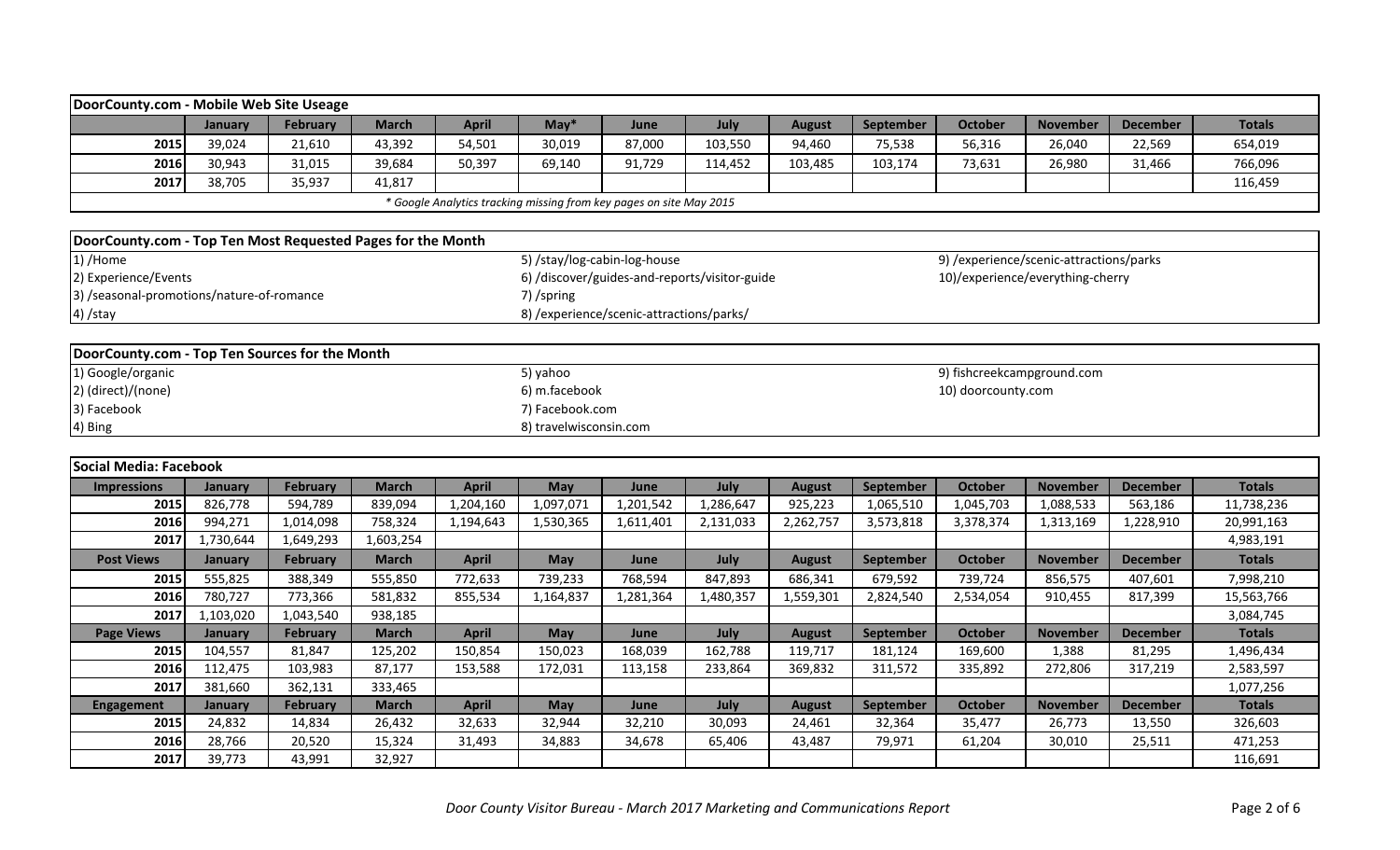## DoorCounty.com - Mobile Web Site Useage

| | January | February | March | April | May* | June | July | August | September | October | November | December | Totals |
|---|---|---|---|---|---|---|---|---|---|---|---|---|---|
| 2015 | 39,024 | 21,610 | 43,392 | 54,501 | 30,019 | 87,000 | 103,550 | 94,460 | 75,538 | 56,316 | 26,040 | 22,569 | 654,019 |
| 2016 | 30,943 | 31,015 | 39,684 | 50,397 | 69,140 | 91,729 | 114,452 | 103,485 | 103,174 | 73,631 | 26,980 | 31,466 | 766,096 |
| 2017 | 38,705 | 35,937 | 41,817 | | | | | | | | | | 116,459 |

*\* Google Analytics tracking missing from key pages on site May 2015*

## DoorCounty.com - Top Ten Most Requested Pages for the Month

1) /Home
2) Experience/Events
3) /seasonal-promotions/nature-of-romance
4) /stay
5) /stay/log-cabin-log-house
6) /discover/guides-and-reports/visitor-guide
7) /spring
8) /experience/scenic-attractions/parks/
9) /experience/scenic-attractions/parks
10)/experience/everything-cherry

## DoorCounty.com - Top Ten Sources for the Month

1) Google/organic
2) (direct)/(none)
3) Facebook
4) Bing
5) yahoo
6) m.facebook
7) Facebook.com
8) travelwisconsin.com
9) fishcreekcampground.com
10) doorcounty.com

## Social Media: Facebook

| Impressions | January | February | March | April | May | June | July | August | September | October | November | December | Totals |
|---|---|---|---|---|---|---|---|---|---|---|---|---|---|
| 2015 | 826,778 | 594,789 | 839,094 | 1,204,160 | 1,097,071 | 1,201,542 | 1,286,647 | 925,223 | 1,065,510 | 1,045,703 | 1,088,533 | 563,186 | 11,738,236 |
| 2016 | 994,271 | 1,014,098 | 758,324 | 1,194,643 | 1,530,365 | 1,611,401 | 2,131,033 | 2,262,757 | 3,573,818 | 3,378,374 | 1,313,169 | 1,228,910 | 20,991,163 |
| 2017 | 1,730,644 | 1,649,293 | 1,603,254 | | | | | | | | | | 4,983,191 |
| **Post Views** | **January** | **February** | **March** | **April** | **May** | **June** | **July** | **August** | **September** | **October** | **November** | **December** | **Totals** |
| 2015 | 555,825 | 388,349 | 555,850 | 772,633 | 739,233 | 768,594 | 847,893 | 686,341 | 679,592 | 739,724 | 856,575 | 407,601 | 7,998,210 |
| 2016 | 780,727 | 773,366 | 581,832 | 855,534 | 1,164,837 | 1,281,364 | 1,480,357 | 1,559,301 | 2,824,540 | 2,534,054 | 910,455 | 817,399 | 15,563,766 |
| 2017 | 1,103,020 | 1,043,540 | 938,185 | | | | | | | | | | 3,084,745 |
| **Page Views** | **January** | **February** | **March** | **April** | **May** | **June** | **July** | **August** | **September** | **October** | **November** | **December** | **Totals** |
| 2015 | 104,557 | 81,847 | 125,202 | 150,854 | 150,023 | 168,039 | 162,788 | 119,717 | 181,124 | 169,600 | 1,388 | 81,295 | 1,496,434 |
| 2016 | 112,475 | 103,983 | 87,177 | 153,588 | 172,031 | 113,158 | 233,864 | 369,832 | 311,572 | 335,892 | 272,806 | 317,219 | 2,583,597 |
| 2017 | 381,660 | 362,131 | 333,465 | | | | | | | | | | 1,077,256 |
| **Engagement** | **January** | **February** | **March** | **April** | **May** | **June** | **July** | **August** | **September** | **October** | **November** | **December** | **Totals** |
| 2015 | 24,832 | 14,834 | 26,432 | 32,633 | 32,944 | 32,210 | 30,093 | 24,461 | 32,364 | 35,477 | 26,773 | 13,550 | 326,603 |
| 2016 | 28,766 | 20,520 | 15,324 | 31,493 | 34,883 | 34,678 | 65,406 | 43,487 | 79,971 | 61,204 | 30,010 | 25,511 | 471,253 |
| 2017 | 39,773 | 43,991 | 32,927 | | | | | | | | | | 116,691 |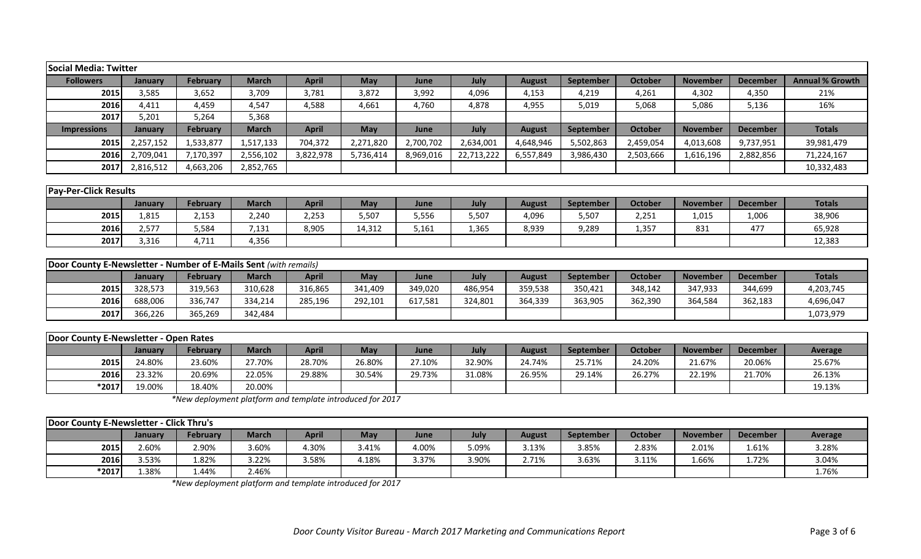## Social Media: Twitter

| Followers | January | February | March | April | May | June | July | August | September | October | November | December | Annual % Growth |
|---|---|---|---|---|---|---|---|---|---|---|---|---|---|
| 2015 | 3,585 | 3,652 | 3,709 | 3,781 | 3,872 | 3,992 | 4,096 | 4,153 | 4,219 | 4,261 | 4,302 | 4,350 | 21% |
| 2016 | 4,411 | 4,459 | 4,547 | 4,588 | 4,661 | 4,760 | 4,878 | 4,955 | 5,019 | 5,068 | 5,086 | 5,136 | 16% |
| 2017 | 5,201 | 5,264 | 5,368 | | | | | | | | | | |
| **Impressions** | **January** | **February** | **March** | **April** | **May** | **June** | **July** | **August** | **September** | **October** | **November** | **December** | **Totals** |
| 2015 | 2,257,152 | 1,533,877 | 1,517,133 | 704,372 | 2,271,820 | 2,700,702 | 2,634,001 | 4,648,946 | 5,502,863 | 2,459,054 | 4,013,608 | 9,737,951 | 39,981,479 |
| 2016 | 2,709,041 | 7,170,397 | 2,556,102 | 3,822,978 | 5,736,414 | 8,969,016 | 22,713,222 | 6,557,849 | 3,986,430 | 2,503,666 | 1,616,196 | 2,882,856 | 71,224,167 |
| 2017 | 2,816,512 | 4,663,206 | 2,852,765 | | | | | | | | | | 10,332,483 |

## Pay-Per-Click Results

| | January | February | March | April | May | June | July | August | September | October | November | December | Totals |
|---|---|---|---|---|---|---|---|---|---|---|---|---|---|
| 2015 | 1,815 | 2,153 | 2,240 | 2,253 | 5,507 | 5,556 | 5,507 | 4,096 | 5,507 | 2,251 | 1,015 | 1,006 | 38,906 |
| 2016 | 2,577 | 5,584 | 7,131 | 8,905 | 14,312 | 5,161 | 1,365 | 8,939 | 9,289 | 1,357 | 831 | 477 | 65,928 |
| 2017 | 3,316 | 4,711 | 4,356 | | | | | | | | | | 12,383 |

## Door County E-Newsletter - Number of E-Mails Sent *(with remails)*

| | January | February | March | April | May | June | July | August | September | October | November | December | Totals |
|---|---|---|---|---|---|---|---|---|---|---|---|---|---|
| 2015 | 328,573 | 319,563 | 310,628 | 316,865 | 341,409 | 349,020 | 486,954 | 359,538 | 350,421 | 348,142 | 347,933 | 344,699 | 4,203,745 |
| 2016 | 688,006 | 336,747 | 334,214 | 285,196 | 292,101 | 617,581 | 324,801 | 364,339 | 363,905 | 362,390 | 364,584 | 362,183 | 4,696,047 |
| 2017 | 366,226 | 365,269 | 342,484 | | | | | | | | | | 1,073,979 |

## Door County E-Newsletter - Open Rates

| | January | February | March | April | May | June | July | August | September | October | November | December | Average |
|---|---|---|---|---|---|---|---|---|---|---|---|---|---|
| 2015 | 24.80% | 23.60% | 27.70% | 28.70% | 26.80% | 27.10% | 32.90% | 24.74% | 25.71% | 24.20% | 21.67% | 20.06% | 25.67% |
| 2016 | 23.32% | 20.69% | 22.05% | 29.88% | 30.54% | 29.73% | 31.08% | 26.95% | 29.14% | 26.27% | 22.19% | 21.70% | 26.13% |
| *2017 | 19.00% | 18.40% | 20.00% | | | | | | | | | | 19.13% |

*\*New deployment platform and template introduced for 2017*

## Door County E-Newsletter - Click Thru's

| | January | February | March | April | May | June | July | August | September | October | November | December | Average |
|---|---|---|---|---|---|---|---|---|---|---|---|---|---|
| 2015 | 2.60% | 2.90% | 3.60% | 4.30% | 3.41% | 4.00% | 5.09% | 3.13% | 3.85% | 2.83% | 2.01% | 1.61% | 3.28% |
| 2016 | 3.53% | 1.82% | 3.22% | 3.58% | 4.18% | 3.37% | 3.90% | 2.71% | 3.63% | 3.11% | 1.66% | 1.72% | 3.04% |
| *2017 | 1.38% | 1.44% | 2.46% | | | | | | | | | | 1.76% |

*\*New deployment platform and template introduced for 2017*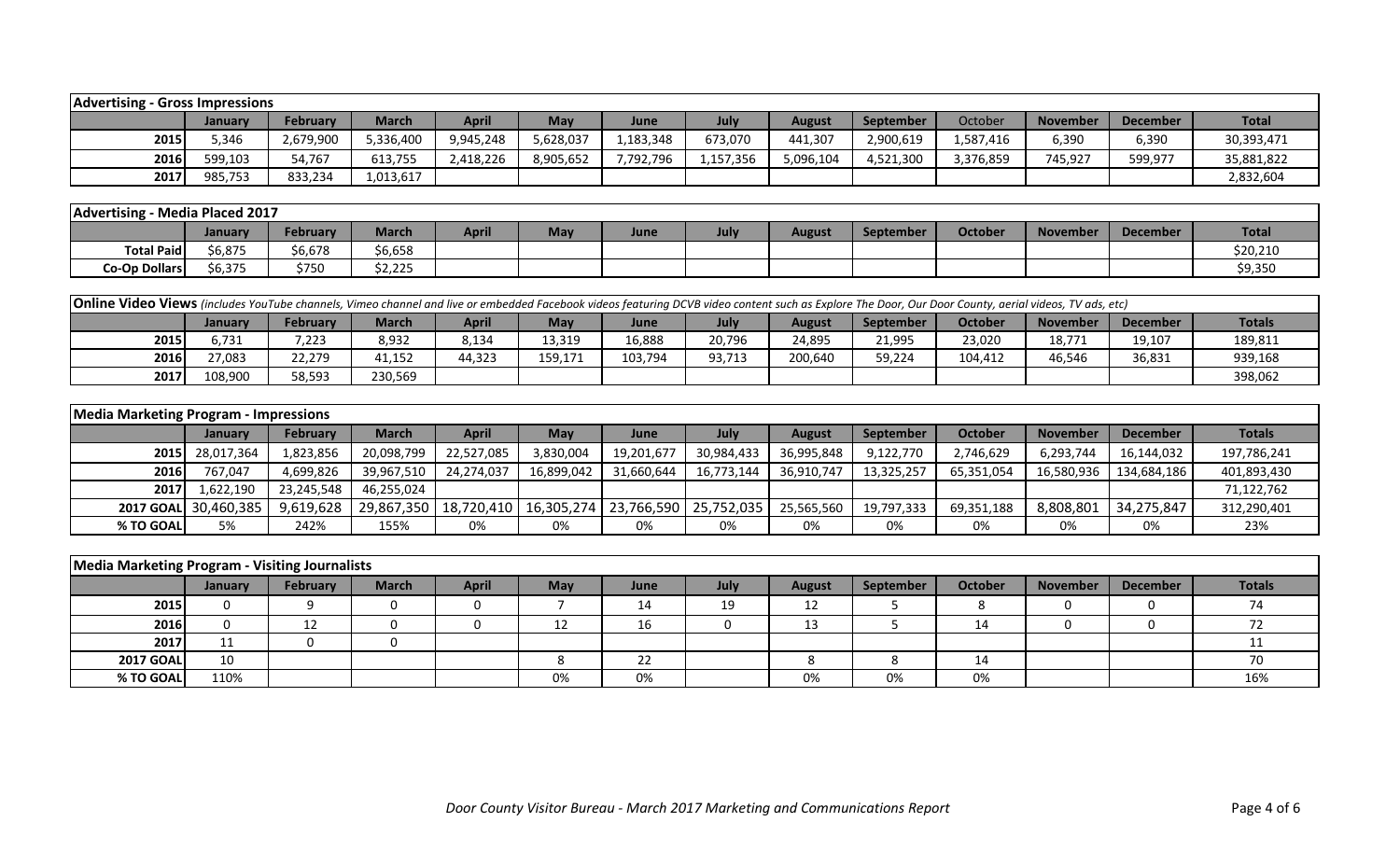| Advertising - Gross Impressions | | | | | | | | | | | | | |
|---|---|---|---|---|---|---|---|---|---|---|---|---|---|
| | January | February | March | April | May | June | July | August | September | October | November | December | Total |
| 2015 | 5,346 | 2,679,900 | 5,336,400 | 9,945,248 | 5,628,037 | 1,183,348 | 673,070 | 441,307 | 2,900,619 | 1,587,416 | 6,390 | 6,390 | 30,393,471 |
| 2016 | 599,103 | 54,767 | 613,755 | 2,418,226 | 8,905,652 | 7,792,796 | 1,157,356 | 5,096,104 | 4,521,300 | 3,376,859 | 745,927 | 599,977 | 35,881,822 |
| 2017 | 985,753 | 833,234 | 1,013,617 | | | | | | | | | | 2,832,604 |

| Advertising - Media Placed 2017 | | | | | | | | | | | | | |
|---|---|---|---|---|---|---|---|---|---|---|---|---|---|
| | January | February | March | April | May | June | July | August | September | October | November | December | Total |
| Total Paid | $6,875 | $6,678 | $6,658 | | | | | | | | | | $20,210 |
| Co-Op Dollars | $6,375 | $750 | $2,225 | | | | | | | | | | $9,350 |

| **Online Video Views** *(includes YouTube channels, Vimeo channel and live or embedded Facebook videos featuring DCVB video content such as Explore The Door, Our Door County, aerial videos, TV ads, etc)* | | | | | | | | | | | | | |
|---|---|---|---|---|---|---|---|---|---|---|---|---|---|
| | January | February | March | April | May | June | July | August | September | October | November | December | Totals |
| 2015 | 6,731 | 7,223 | 8,932 | 8,134 | 13,319 | 16,888 | 20,796 | 24,895 | 21,995 | 23,020 | 18,771 | 19,107 | 189,811 |
| 2016 | 27,083 | 22,279 | 41,152 | 44,323 | 159,171 | 103,794 | 93,713 | 200,640 | 59,224 | 104,412 | 46,546 | 36,831 | 939,168 |
| 2017 | 108,900 | 58,593 | 230,569 | | | | | | | | | | 398,062 |

| Media Marketing Program - Impressions | | | | | | | | | | | | | |
|---|---|---|---|---|---|---|---|---|---|---|---|---|---|
| | January | February | March | April | May | June | July | August | September | October | November | December | Totals |
| 2015 | 28,017,364 | 1,823,856 | 20,098,799 | 22,527,085 | 3,830,004 | 19,201,677 | 30,984,433 | 36,995,848 | 9,122,770 | 2,746,629 | 6,293,744 | 16,144,032 | 197,786,241 |
| 2016 | 767,047 | 4,699,826 | 39,967,510 | 24,274,037 | 16,899,042 | 31,660,644 | 16,773,144 | 36,910,747 | 13,325,257 | 65,351,054 | 16,580,936 | 134,684,186 | 401,893,430 |
| 2017 | 1,622,190 | 23,245,548 | 46,255,024 | | | | | | | | | | 71,122,762 |
| 2017 GOAL | 30,460,385 | 9,619,628 | 29,867,350 | 18,720,410 | 16,305,274 | 23,766,590 | 25,752,035 | 25,565,560 | 19,797,333 | 69,351,188 | 8,808,801 | 34,275,847 | 312,290,401 |
| % TO GOAL | 5% | 242% | 155% | 0% | 0% | 0% | 0% | 0% | 0% | 0% | 0% | 0% | 23% |

| Media Marketing Program - Visiting Journalists | | | | | | | | | | | | | |
|---|---|---|---|---|---|---|---|---|---|---|---|---|---|
| | January | February | March | April | May | June | July | August | September | October | November | December | Totals |
| 2015 | 0 | 9 | 0 | 0 | 7 | 14 | 19 | 12 | 5 | 8 | 0 | 0 | 74 |
| 2016 | 0 | 12 | 0 | 0 | 12 | 16 | 0 | 13 | 5 | 14 | 0 | 0 | 72 |
| 2017 | 11 | 0 | 0 | | | | | | | | | | 11 |
| 2017 GOAL | 10 | | | | 8 | 22 | | 8 | 8 | 14 | | | 70 |
| % TO GOAL | 110% | | | | 0% | 0% | | 0% | 0% | 0% | | | 16% |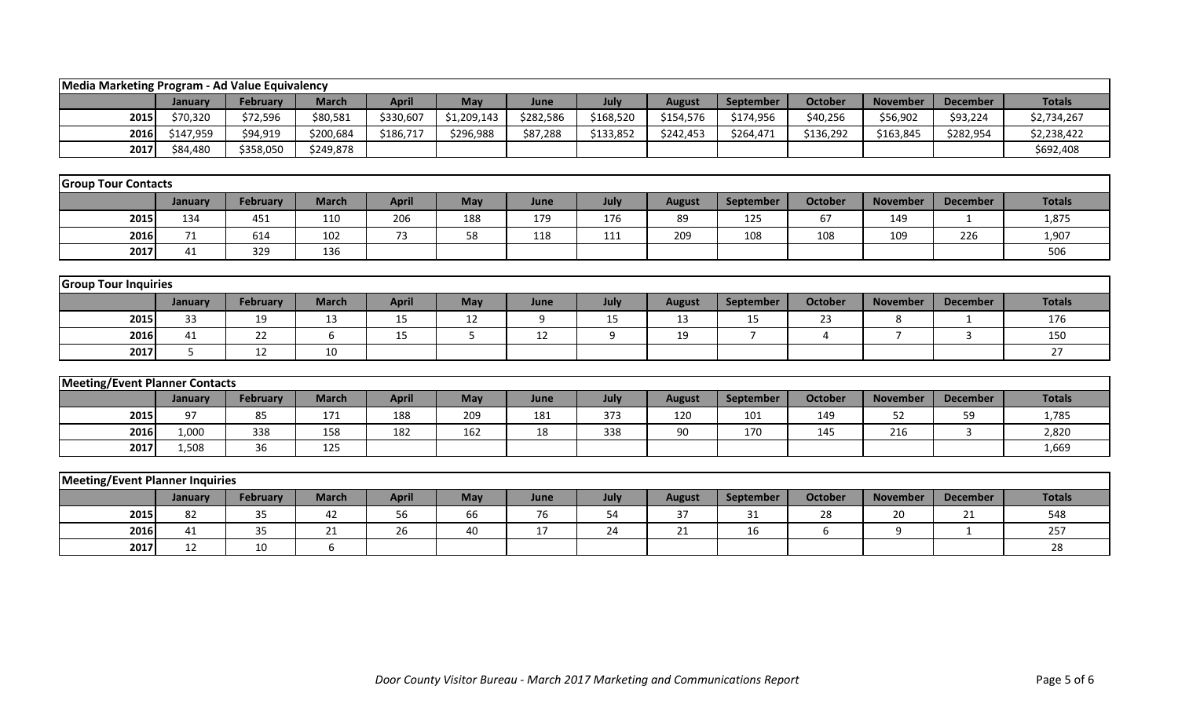| Media Marketing Program - Ad Value Equivalency | | | | | | | | | | | | | |
|---|---|---|---|---|---|---|---|---|---|---|---|---|---|
| | January | February | March | April | May | June | July | August | September | October | November | December | Totals |
| 2015 | $70,320 | $72,596 | $80,581 | $330,607 | $1,209,143 | $282,586 | $168,520 | $154,576 | $174,956 | $40,256 | $56,902 | $93,224 | $2,734,267 |
| 2016 | $147,959 | $94,919 | $200,684 | $186,717 | $296,988 | $87,288 | $133,852 | $242,453 | $264,471 | $136,292 | $163,845 | $282,954 | $2,238,422 |
| 2017 | $84,480 | $358,050 | $249,878 | | | | | | | | | | $692,408 |

| Group Tour Contacts | | | | | | | | | | | | | |
|---|---|---|---|---|---|---|---|---|---|---|---|---|---|
| | January | February | March | April | May | June | July | August | September | October | November | December | Totals |
| 2015 | 134 | 451 | 110 | 206 | 188 | 179 | 176 | 89 | 125 | 67 | 149 | 1 | 1,875 |
| 2016 | 71 | 614 | 102 | 73 | 58 | 118 | 111 | 209 | 108 | 108 | 109 | 226 | 1,907 |
| 2017 | 41 | 329 | 136 | | | | | | | | | | 506 |

| Group Tour Inquiries | | | | | | | | | | | | | |
|---|---|---|---|---|---|---|---|---|---|---|---|---|---|
| | January | February | March | April | May | June | July | August | September | October | November | December | Totals |
| 2015 | 33 | 19 | 13 | 15 | 12 | 9 | 15 | 13 | 15 | 23 | 8 | 1 | 176 |
| 2016 | 41 | 22 | 6 | 15 | 5 | 12 | 9 | 19 | 7 | 4 | 7 | 3 | 150 |
| 2017 | 5 | 12 | 10 | | | | | | | | | | 27 |

| Meeting/Event Planner Contacts | | | | | | | | | | | | | |
|---|---|---|---|---|---|---|---|---|---|---|---|---|---|
| | January | February | March | April | May | June | July | August | September | October | November | December | Totals |
| 2015 | 97 | 85 | 171 | 188 | 209 | 181 | 373 | 120 | 101 | 149 | 52 | 59 | 1,785 |
| 2016 | 1,000 | 338 | 158 | 182 | 162 | 18 | 338 | 90 | 170 | 145 | 216 | 3 | 2,820 |
| 2017 | 1,508 | 36 | 125 | | | | | | | | | | 1,669 |

| Meeting/Event Planner Inquiries | | | | | | | | | | | | | |
|---|---|---|---|---|---|---|---|---|---|---|---|---|---|
| | January | February | March | April | May | June | July | August | September | October | November | December | Totals |
| 2015 | 82 | 35 | 42 | 56 | 66 | 76 | 54 | 37 | 31 | 28 | 20 | 21 | 548 |
| 2016 | 41 | 35 | 21 | 26 | 40 | 17 | 24 | 21 | 16 | 6 | 9 | 1 | 257 |
| 2017 | 12 | 10 | 6 | | | | | | | | | | 28 |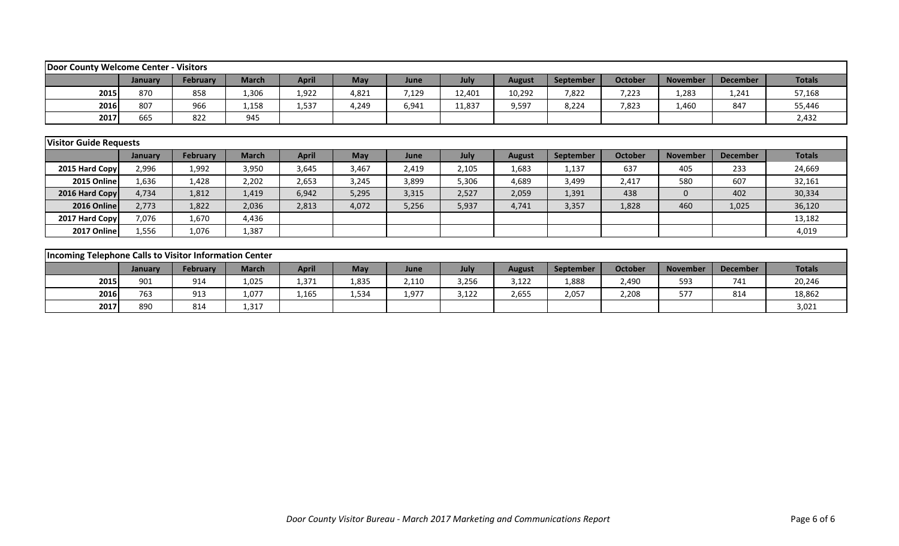| Door County Welcome Center - Visitors | | | | | | | | | | | | | |
|---|---|---|---|---|---|---|---|---|---|---|---|---|---|
| | January | February | March | April | May | June | July | August | September | October | November | December | Totals |
| 2015 | 870 | 858 | 1,306 | 1,922 | 4,821 | 7,129 | 12,401 | 10,292 | 7,822 | 7,223 | 1,283 | 1,241 | 57,168 |
| 2016 | 807 | 966 | 1,158 | 1,537 | 4,249 | 6,941 | 11,837 | 9,597 | 8,224 | 7,823 | 1,460 | 847 | 55,446 |
| 2017 | 665 | 822 | 945 | | | | | | | | | | 2,432 |

| Visitor Guide Requests | | | | | | | | | | | | | |
|---|---|---|---|---|---|---|---|---|---|---|---|---|---|
| | January | February | March | April | May | June | July | August | September | October | November | December | Totals |
| 2015 Hard Copy | 2,996 | 1,992 | 3,950 | 3,645 | 3,467 | 2,419 | 2,105 | 1,683 | 1,137 | 637 | 405 | 233 | 24,669 |
| 2015 Online | 1,636 | 1,428 | 2,202 | 2,653 | 3,245 | 3,899 | 5,306 | 4,689 | 3,499 | 2,417 | 580 | 607 | 32,161 |
| 2016 Hard Copy | 4,734 | 1,812 | 1,419 | 6,942 | 5,295 | 3,315 | 2,527 | 2,059 | 1,391 | 438 | 0 | 402 | 30,334 |
| 2016 Online | 2,773 | 1,822 | 2,036 | 2,813 | 4,072 | 5,256 | 5,937 | 4,741 | 3,357 | 1,828 | 460 | 1,025 | 36,120 |
| 2017 Hard Copy | 7,076 | 1,670 | 4,436 | | | | | | | | | | 13,182 |
| 2017 Online | 1,556 | 1,076 | 1,387 | | | | | | | | | | 4,019 |

| Incoming Telephone Calls to Visitor Information Center | | | | | | | | | | | | | |
|---|---|---|---|---|---|---|---|---|---|---|---|---|---|
| | January | February | March | April | May | June | July | August | September | October | November | December | Totals |
| 2015 | 901 | 914 | 1,025 | 1,371 | 1,835 | 2,110 | 3,256 | 3,122 | 1,888 | 2,490 | 593 | 741 | 20,246 |
| 2016 | 763 | 913 | 1,077 | 1,165 | 1,534 | 1,977 | 3,122 | 2,655 | 2,057 | 2,208 | 577 | 814 | 18,862 |
| 2017 | 890 | 814 | 1,317 | | | | | | | | | | 3,021 |